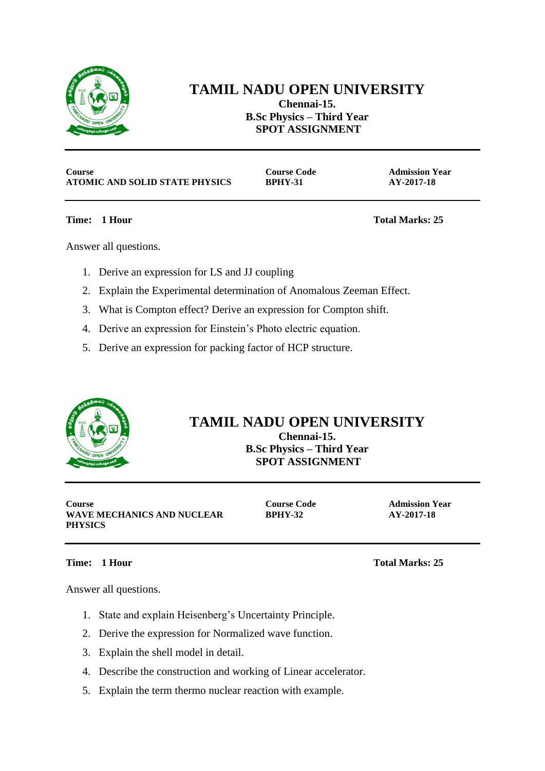# TAMIL NADU OPEN UNIVERSITY

**Chennai-15.**
**B.Sc Physics – Third Year**
**SPOT ASSIGNMENT**

| Course | Course Code | Admission Year |
|---|---|---|
| **ATOMIC AND SOLID STATE PHYSICS** | **BPHY-31** | **AY-2017-18** |

**Time: 1 Hour** **Total Marks: 25**

Answer all questions.

1. Derive an expression for LS and JJ coupling
2. Explain the Experimental determination of Anomalous Zeeman Effect.
3. What is Compton effect? Derive an expression for Compton shift.
4. Derive an expression for Einstein's Photo electric equation.
5. Derive an expression for packing factor of HCP structure.

# TAMIL NADU OPEN UNIVERSITY

**Chennai-15.**
**B.Sc Physics – Third Year**
**SPOT ASSIGNMENT**

| Course | Course Code | Admission Year |
|---|---|---|
| **WAVE MECHANICS AND NUCLEAR PHYSICS** | **BPHY-32** | **AY-2017-18** |

**Time: 1 Hour** **Total Marks: 25**

Answer all questions.

1. State and explain Heisenberg's Uncertainty Principle.
2. Derive the expression for Normalized wave function.
3. Explain the shell model in detail.
4. Describe the construction and working of Linear accelerator.
5. Explain the term thermo nuclear reaction with example.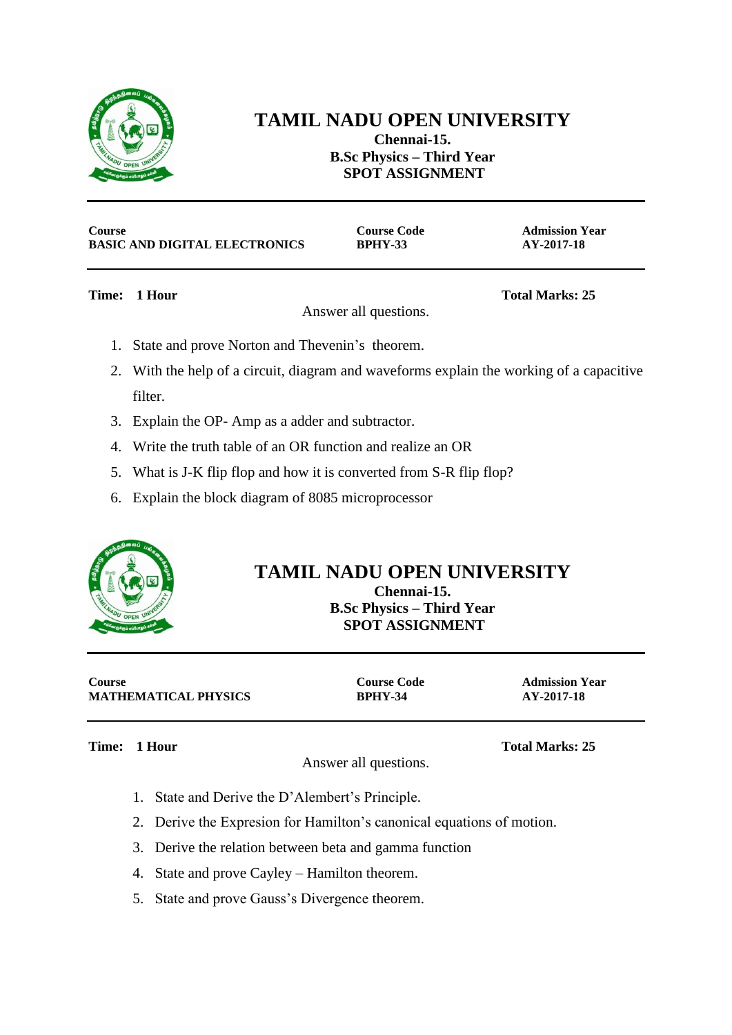# TAMIL NADU OPEN UNIVERSITY

**Chennai-15.**
**B.Sc Physics – Third Year**
**SPOT ASSIGNMENT**

| Course | Course Code | Admission Year |
|---|---|---|
| **BASIC AND DIGITAL ELECTRONICS** | **BPHY-33** | **AY-2017-18** |

**Time: 1 Hour** **Total Marks: 25**

Answer all questions.

1. State and prove Norton and Thevenin's theorem.
2. With the help of a circuit, diagram and waveforms explain the working of a capacitive filter.
3. Explain the OP- Amp as a adder and subtractor.
4. Write the truth table of an OR function and realize an OR
5. What is J-K flip flop and how it is converted from S-R flip flop?
6. Explain the block diagram of 8085 microprocessor

# TAMIL NADU OPEN UNIVERSITY

**Chennai-15.**
**B.Sc Physics – Third Year**
**SPOT ASSIGNMENT**

| Course | Course Code | Admission Year |
|---|---|---|
| **MATHEMATICAL PHYSICS** | **BPHY-34** | **AY-2017-18** |

**Time: 1 Hour** **Total Marks: 25**

Answer all questions.

1. State and Derive the D'Alembert's Principle.
2. Derive the Expresion for Hamilton's canonical equations of motion.
3. Derive the relation between beta and gamma function
4. State and prove Cayley – Hamilton theorem.
5. State and prove Gauss's Divergence theorem.